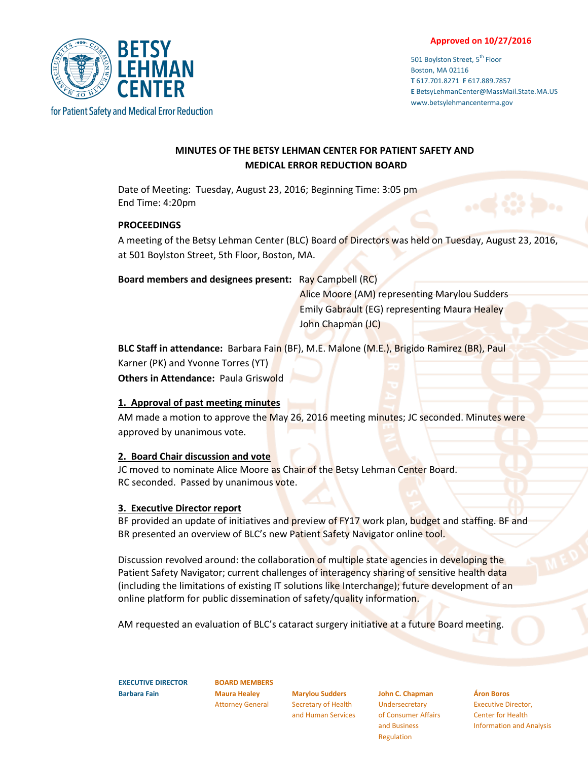**Approved on 10/27/2016**

# BETSY LEHMAN CENTER

for Patient Safety and Medical Error Reduction

501 Boylston Street, 5th Floor
Boston, MA 02116
**T** 617.701.8271 **F** 617.889.7857
**E** BetsyLehmanCenter@MassMail.State.MA.US
www.betsylehmancenterma.gov

## MINUTES OF THE BETSY LEHMAN CENTER FOR PATIENT SAFETY AND MEDICAL ERROR REDUCTION BOARD

Date of Meeting: Tuesday, August 23, 2016; Beginning Time: 3:05 pm
End Time: 4:20pm

**PROCEEDINGS**

A meeting of the Betsy Lehman Center (BLC) Board of Directors was held on Tuesday, August 23, 2016, at 501 Boylston Street, 5th Floor, Boston, MA.

**Board members and designees present:** Ray Campbell (RC)
Alice Moore (AM) representing Marylou Sudders
Emily Gabrault (EG) representing Maura Healey
John Chapman (JC)

**BLC Staff in attendance:** Barbara Fain (BF), M.E. Malone (M.E.), Brigido Ramirez (BR), Paul Karner (PK) and Yvonne Torres (YT)

**Others in Attendance:** Paula Griswold

**1. Approval of past meeting minutes**

AM made a motion to approve the May 26, 2016 meeting minutes; JC seconded. Minutes were approved by unanimous vote.

**2. Board Chair discussion and vote**

JC moved to nominate Alice Moore as Chair of the Betsy Lehman Center Board.
RC seconded. Passed by unanimous vote.

**3. Executive Director report**

BF provided an update of initiatives and preview of FY17 work plan, budget and staffing. BF and BR presented an overview of BLC's new Patient Safety Navigator online tool.

Discussion revolved around: the collaboration of multiple state agencies in developing the Patient Safety Navigator; current challenges of interagency sharing of sensitive health data (including the limitations of existing IT solutions like Interchange); future development of an online platform for public dissemination of safety/quality information.

AM requested an evaluation of BLC's cataract surgery initiative at a future Board meeting.

**EXECUTIVE DIRECTOR**
Barbara Fain

**BOARD MEMBERS**
Maura Healey, Attorney General
Marylou Sudders, Secretary of Health and Human Services
John C. Chapman, Undersecretary of Consumer Affairs and Business Regulation
Áron Boros, Executive Director, Center for Health Information and Analysis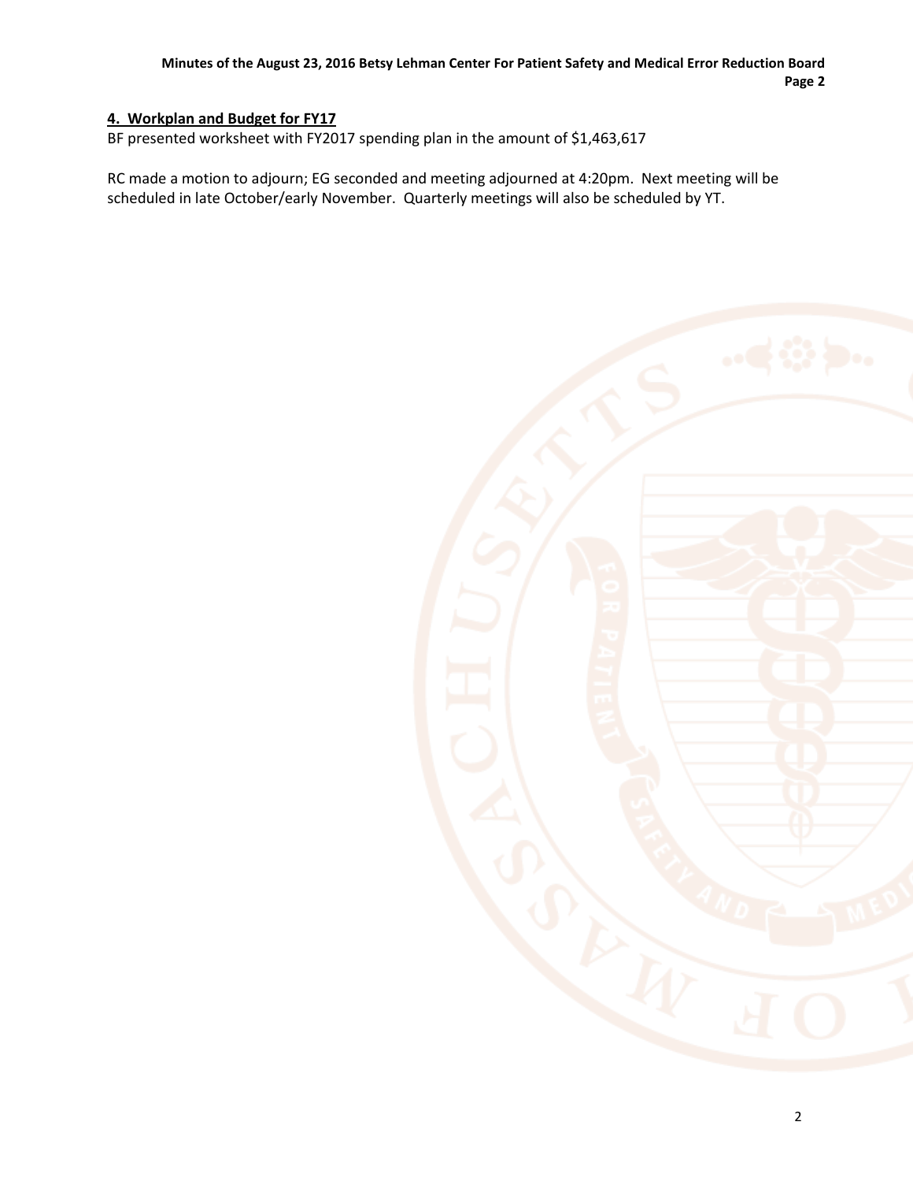## 4. Workplan and Budget for FY17

BF presented worksheet with FY2017 spending plan in the amount of $1,463,617

RC made a motion to adjourn; EG seconded and meeting adjourned at 4:20pm. Next meeting will be scheduled in late October/early November. Quarterly meetings will also be scheduled by YT.